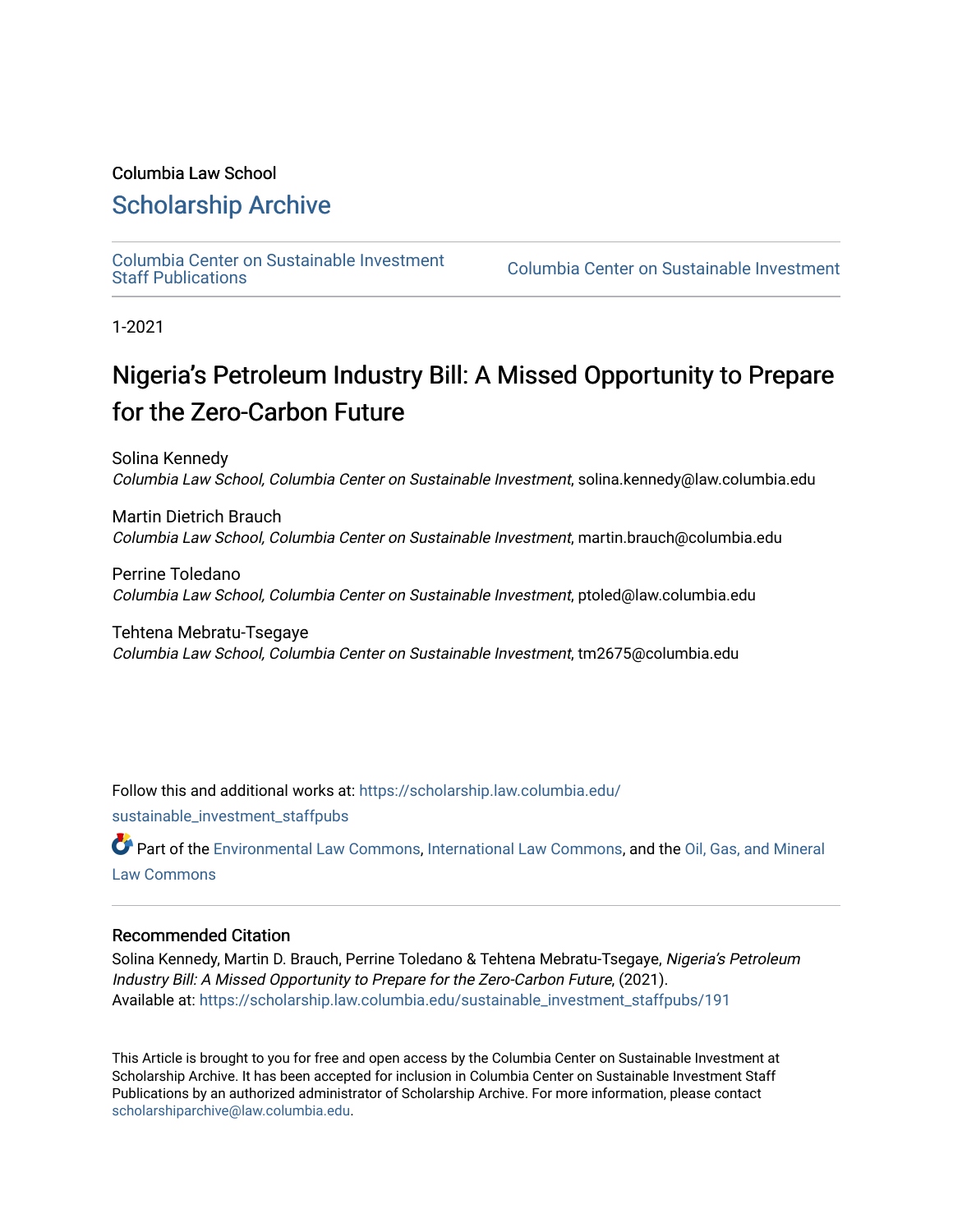Columbia Law School

# Scholarship Archive

Columbia Center on Sustainable Investment Staff Publications

Columbia Center on Sustainable Investment

1-2021

# Nigeria's Petroleum Industry Bill: A Missed Opportunity to Prepare for the Zero-Carbon Future

Solina Kennedy
*Columbia Law School, Columbia Center on Sustainable Investment*, solina.kennedy@law.columbia.edu

Martin Dietrich Brauch
*Columbia Law School, Columbia Center on Sustainable Investment*, martin.brauch@columbia.edu

Perrine Toledano
*Columbia Law School, Columbia Center on Sustainable Investment*, ptoled@law.columbia.edu

Tehtena Mebratu-Tsegaye
*Columbia Law School, Columbia Center on Sustainable Investment*, tm2675@columbia.edu

Follow this and additional works at: https://scholarship.law.columbia.edu/sustainable_investment_staffpubs

Part of the Environmental Law Commons, International Law Commons, and the Oil, Gas, and Mineral Law Commons

## Recommended Citation

Solina Kennedy, Martin D. Brauch, Perrine Toledano & Tehtena Mebratu-Tsegaye, *Nigeria's Petroleum Industry Bill: A Missed Opportunity to Prepare for the Zero-Carbon Future*, (2021).
Available at: https://scholarship.law.columbia.edu/sustainable_investment_staffpubs/191

This Article is brought to you for free and open access by the Columbia Center on Sustainable Investment at Scholarship Archive. It has been accepted for inclusion in Columbia Center on Sustainable Investment Staff Publications by an authorized administrator of Scholarship Archive. For more information, please contact scholarshiparchive@law.columbia.edu.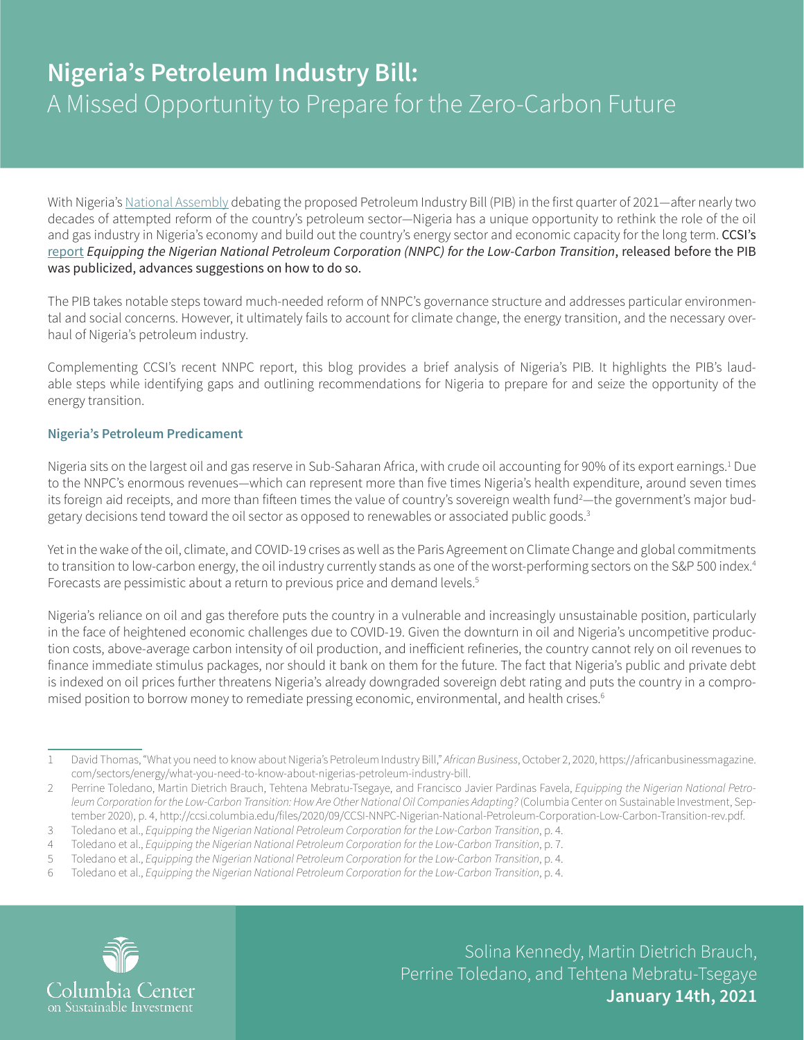# Nigeria's Petroleum Industry Bill:

## A Missed Opportunity to Prepare for the Zero-Carbon Future

With Nigeria's National Assembly debating the proposed Petroleum Industry Bill (PIB) in the first quarter of 2021—after nearly two decades of attempted reform of the country's petroleum sector—Nigeria has a unique opportunity to rethink the role of the oil and gas industry in Nigeria's economy and build out the country's energy sector and economic capacity for the long term. CCSI's report *Equipping the Nigerian National Petroleum Corporation (NNPC) for the Low-Carbon Transition*, released before the PIB was publicized, advances suggestions on how to do so.

The PIB takes notable steps toward much-needed reform of NNPC's governance structure and addresses particular environmental and social concerns. However, it ultimately fails to account for climate change, the energy transition, and the necessary overhaul of Nigeria's petroleum industry.

Complementing CCSI's recent NNPC report, this blog provides a brief analysis of Nigeria's PIB. It highlights the PIB's laudable steps while identifying gaps and outlining recommendations for Nigeria to prepare for and seize the opportunity of the energy transition.

### Nigeria's Petroleum Predicament

Nigeria sits on the largest oil and gas reserve in Sub-Saharan Africa, with crude oil accounting for 90% of its export earnings.[1] Due to the NNPC's enormous revenues—which can represent more than five times Nigeria's health expenditure, around seven times its foreign aid receipts, and more than fifteen times the value of country's sovereign wealth fund[2]—the government's major budgetary decisions tend toward the oil sector as opposed to renewables or associated public goods.[3]

Yet in the wake of the oil, climate, and COVID-19 crises as well as the Paris Agreement on Climate Change and global commitments to transition to low-carbon energy, the oil industry currently stands as one of the worst-performing sectors on the S&P 500 index.[4] Forecasts are pessimistic about a return to previous price and demand levels.[5]

Nigeria's reliance on oil and gas therefore puts the country in a vulnerable and increasingly unsustainable position, particularly in the face of heightened economic challenges due to COVID-19. Given the downturn in oil and Nigeria's uncompetitive production costs, above-average carbon intensity of oil production, and inefficient refineries, the country cannot rely on oil revenues to finance immediate stimulus packages, nor should it bank on them for the future. The fact that Nigeria's public and private debt is indexed on oil prices further threatens Nigeria's already downgraded sovereign debt rating and puts the country in a compromised position to borrow money to remediate pressing economic, environmental, and health crises.[6]

---

1 David Thomas, "What you need to know about Nigeria's Petroleum Industry Bill," *African Business*, October 2, 2020, https://africanbusinessmagazine.com/sectors/energy/what-you-need-to-know-about-nigerias-petroleum-industry-bill.

2 Perrine Toledano, Martin Dietrich Brauch, Tehtena Mebratu-Tsegaye, and Francisco Javier Pardinas Favela, *Equipping the Nigerian National Petroleum Corporation for the Low-Carbon Transition: How Are Other National Oil Companies Adapting?* (Columbia Center on Sustainable Investment, September 2020), p. 4, http://ccsi.columbia.edu/files/2020/09/CCSI-NNPC-Nigerian-National-Petroleum-Corporation-Low-Carbon-Transition-rev.pdf.

3 Toledano et al., *Equipping the Nigerian National Petroleum Corporation for the Low-Carbon Transition*, p. 4.

4 Toledano et al., *Equipping the Nigerian National Petroleum Corporation for the Low-Carbon Transition*, p. 7.

5 Toledano et al., *Equipping the Nigerian National Petroleum Corporation for the Low-Carbon Transition*, p. 4.

6 Toledano et al., *Equipping the Nigerian National Petroleum Corporation for the Low-Carbon Transition*, p. 4.

Solina Kennedy, Martin Dietrich Brauch, Perrine Toledano, and Tehtena Mebratu-Tsegaye

**January 14th, 2021**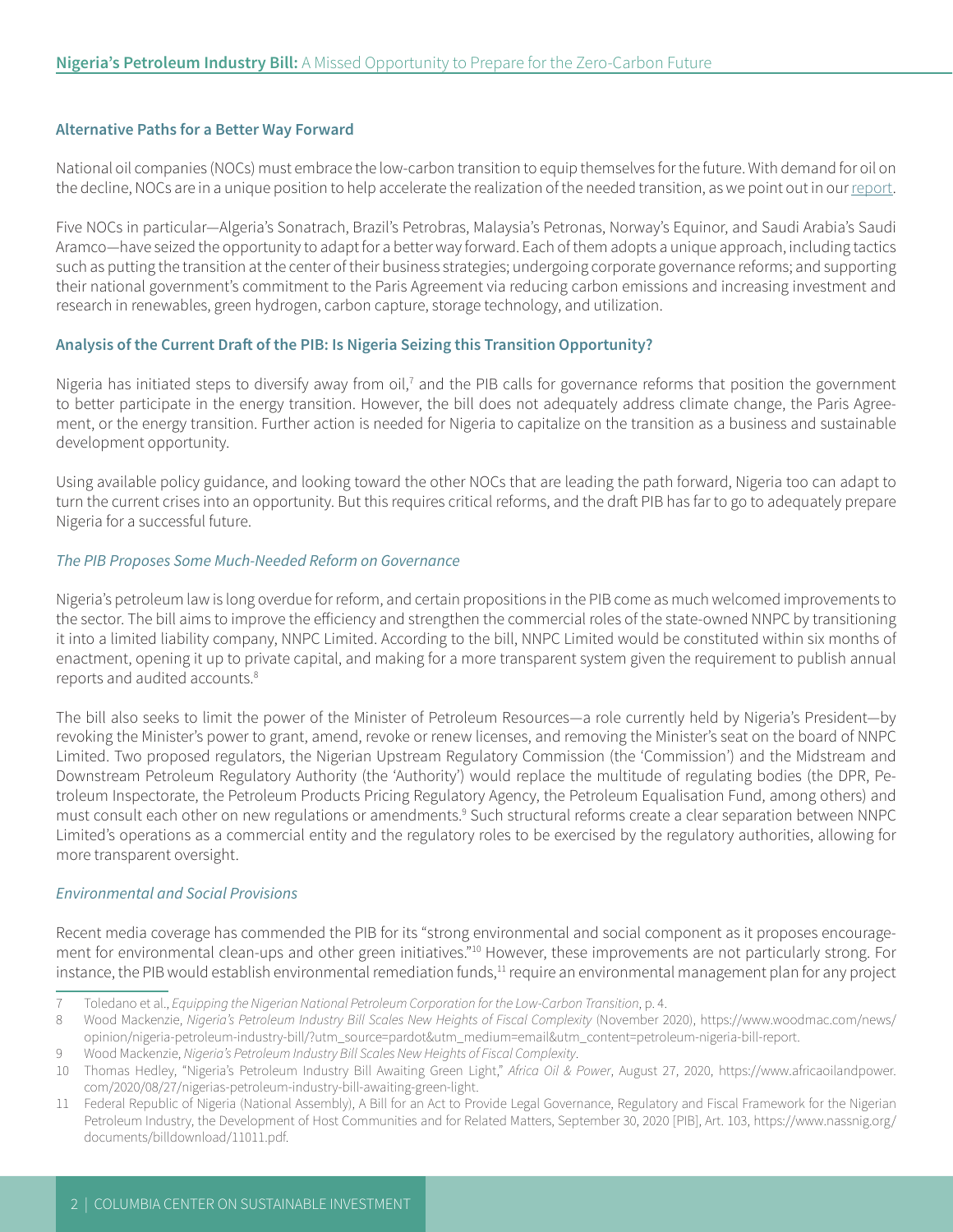### Alternative Paths for a Better Way Forward

National oil companies (NOCs) must embrace the low-carbon transition to equip themselves for the future. With demand for oil on the decline, NOCs are in a unique position to help accelerate the realization of the needed transition, as we point out in our report.

Five NOCs in particular—Algeria's Sonatrach, Brazil's Petrobras, Malaysia's Petronas, Norway's Equinor, and Saudi Arabia's Saudi Aramco—have seized the opportunity to adapt for a better way forward. Each of them adopts a unique approach, including tactics such as putting the transition at the center of their business strategies; undergoing corporate governance reforms; and supporting their national government's commitment to the Paris Agreement via reducing carbon emissions and increasing investment and research in renewables, green hydrogen, carbon capture, storage technology, and utilization.

### Analysis of the Current Draft of the PIB: Is Nigeria Seizing this Transition Opportunity?

Nigeria has initiated steps to diversify away from oil,[7] and the PIB calls for governance reforms that position the government to better participate in the energy transition. However, the bill does not adequately address climate change, the Paris Agreement, or the energy transition. Further action is needed for Nigeria to capitalize on the transition as a business and sustainable development opportunity.

Using available policy guidance, and looking toward the other NOCs that are leading the path forward, Nigeria too can adapt to turn the current crises into an opportunity. But this requires critical reforms, and the draft PIB has far to go to adequately prepare Nigeria for a successful future.

#### *The PIB Proposes Some Much-Needed Reform on Governance*

Nigeria's petroleum law is long overdue for reform, and certain propositions in the PIB come as much welcomed improvements to the sector. The bill aims to improve the efficiency and strengthen the commercial roles of the state-owned NNPC by transitioning it into a limited liability company, NNPC Limited. According to the bill, NNPC Limited would be constituted within six months of enactment, opening it up to private capital, and making for a more transparent system given the requirement to publish annual reports and audited accounts.[8]

The bill also seeks to limit the power of the Minister of Petroleum Resources—a role currently held by Nigeria's President—by revoking the Minister's power to grant, amend, revoke or renew licenses, and removing the Minister's seat on the board of NNPC Limited. Two proposed regulators, the Nigerian Upstream Regulatory Commission (the 'Commission') and the Midstream and Downstream Petroleum Regulatory Authority (the 'Authority') would replace the multitude of regulating bodies (the DPR, Petroleum Inspectorate, the Petroleum Products Pricing Regulatory Agency, the Petroleum Equalisation Fund, among others) and must consult each other on new regulations or amendments.[9] Such structural reforms create a clear separation between NNPC Limited's operations as a commercial entity and the regulatory roles to be exercised by the regulatory authorities, allowing for more transparent oversight.

#### *Environmental and Social Provisions*

Recent media coverage has commended the PIB for its "strong environmental and social component as it proposes encouragement for environmental clean-ups and other green initiatives."[10] However, these improvements are not particularly strong. For instance, the PIB would establish environmental remediation funds,[11] require an environmental management plan for any project

---

7 Toledano et al., *Equipping the Nigerian National Petroleum Corporation for the Low-Carbon Transition*, p. 4.

8 Wood Mackenzie, *Nigeria's Petroleum Industry Bill Scales New Heights of Fiscal Complexity* (November 2020), https://www.woodmac.com/news/opinion/nigeria-petroleum-industry-bill/?utm_source=pardot&utm_medium=email&utm_content=petroleum-nigeria-bill-report.

9 Wood Mackenzie, *Nigeria's Petroleum Industry Bill Scales New Heights of Fiscal Complexity*.

10 Thomas Hedley, "Nigeria's Petroleum Industry Bill Awaiting Green Light," *Africa Oil & Power*, August 27, 2020, https://www.africaoilandpower.com/2020/08/27/nigerias-petroleum-industry-bill-awaiting-green-light.

11 Federal Republic of Nigeria (National Assembly), A Bill for an Act to Provide Legal Governance, Regulatory and Fiscal Framework for the Nigerian Petroleum Industry, the Development of Host Communities and for Related Matters, September 30, 2020 [PIB], Art. 103, https://www.nassnig.org/documents/billdownload/11011.pdf.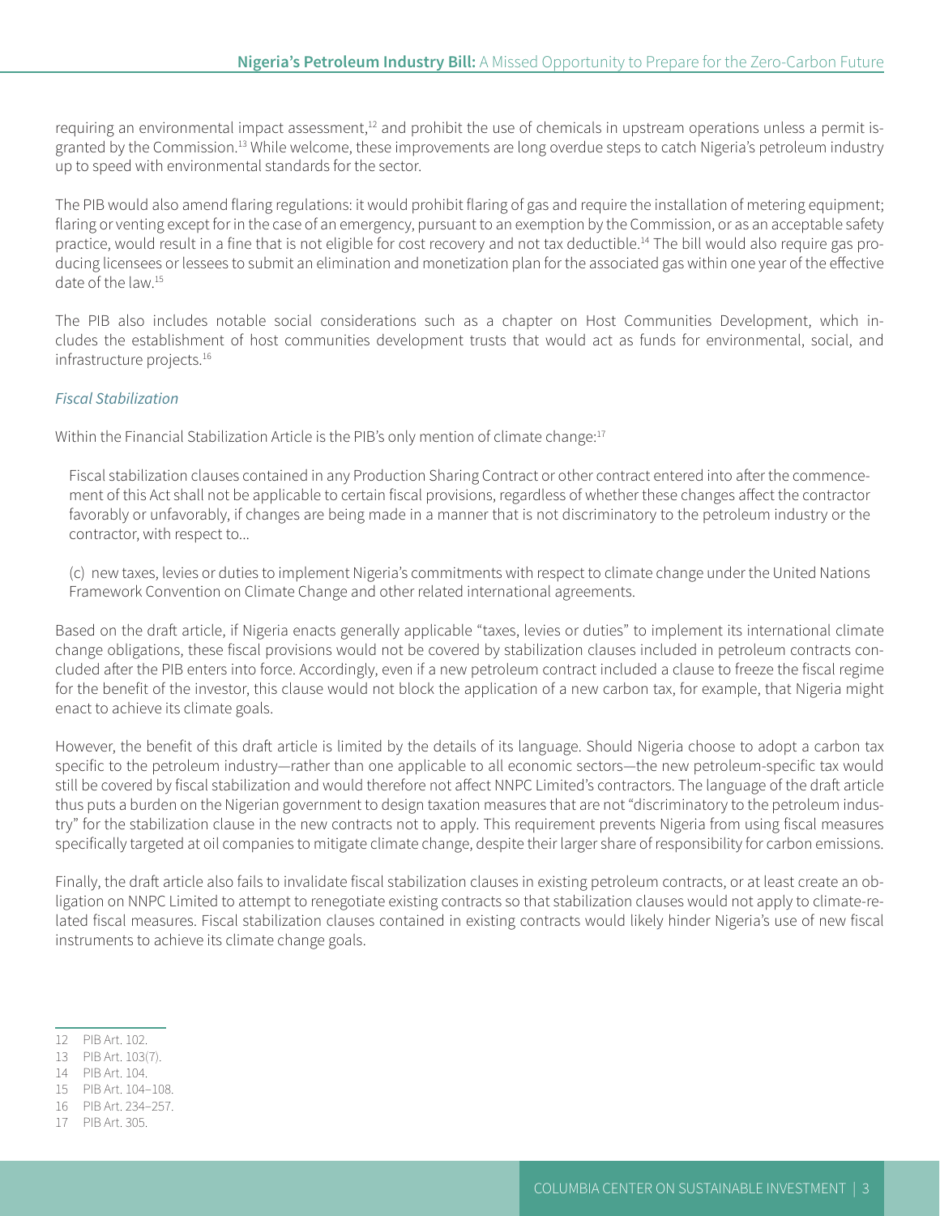requiring an environmental impact assessment,[12] and prohibit the use of chemicals in upstream operations unless a permit is granted by the Commission.[13] While welcome, these improvements are long overdue steps to catch Nigeria's petroleum industry up to speed with environmental standards for the sector.

The PIB would also amend flaring regulations: it would prohibit flaring of gas and require the installation of metering equipment; flaring or venting except for in the case of an emergency, pursuant to an exemption by the Commission, or as an acceptable safety practice, would result in a fine that is not eligible for cost recovery and not tax deductible.[14] The bill would also require gas producing licensees or lessees to submit an elimination and monetization plan for the associated gas within one year of the effective date of the law.[15]

The PIB also includes notable social considerations such as a chapter on Host Communities Development, which includes the establishment of host communities development trusts that would act as funds for environmental, social, and infrastructure projects.[16]

### *Fiscal Stabilization*

Within the Financial Stabilization Article is the PIB's only mention of climate change:[17]

> Fiscal stabilization clauses contained in any Production Sharing Contract or other contract entered into after the commencement of this Act shall not be applicable to certain fiscal provisions, regardless of whether these changes affect the contractor favorably or unfavorably, if changes are being made in a manner that is not discriminatory to the petroleum industry or the contractor, with respect to…
>
> (c) new taxes, levies or duties to implement Nigeria's commitments with respect to climate change under the United Nations Framework Convention on Climate Change and other related international agreements.

Based on the draft article, if Nigeria enacts generally applicable "taxes, levies or duties" to implement its international climate change obligations, these fiscal provisions would not be covered by stabilization clauses included in petroleum contracts concluded after the PIB enters into force. Accordingly, even if a new petroleum contract included a clause to freeze the fiscal regime for the benefit of the investor, this clause would not block the application of a new carbon tax, for example, that Nigeria might enact to achieve its climate goals.

However, the benefit of this draft article is limited by the details of its language. Should Nigeria choose to adopt a carbon tax specific to the petroleum industry—rather than one applicable to all economic sectors—the new petroleum-specific tax would still be covered by fiscal stabilization and would therefore not affect NNPC Limited's contractors. The language of the draft article thus puts a burden on the Nigerian government to design taxation measures that are not "discriminatory to the petroleum industry" for the stabilization clause in the new contracts not to apply. This requirement prevents Nigeria from using fiscal measures specifically targeted at oil companies to mitigate climate change, despite their larger share of responsibility for carbon emissions.

Finally, the draft article also fails to invalidate fiscal stabilization clauses in existing petroleum contracts, or at least create an obligation on NNPC Limited to attempt to renegotiate existing contracts so that stabilization clauses would not apply to climate-related fiscal measures. Fiscal stabilization clauses contained in existing contracts would likely hinder Nigeria's use of new fiscal instruments to achieve its climate change goals.

---

12 PIB Art. 102.

13 PIB Art. 103(7).

14 PIB Art. 104.

15 PIB Art. 104–108.

16 PIB Art. 234–257.

17 PIB Art. 305.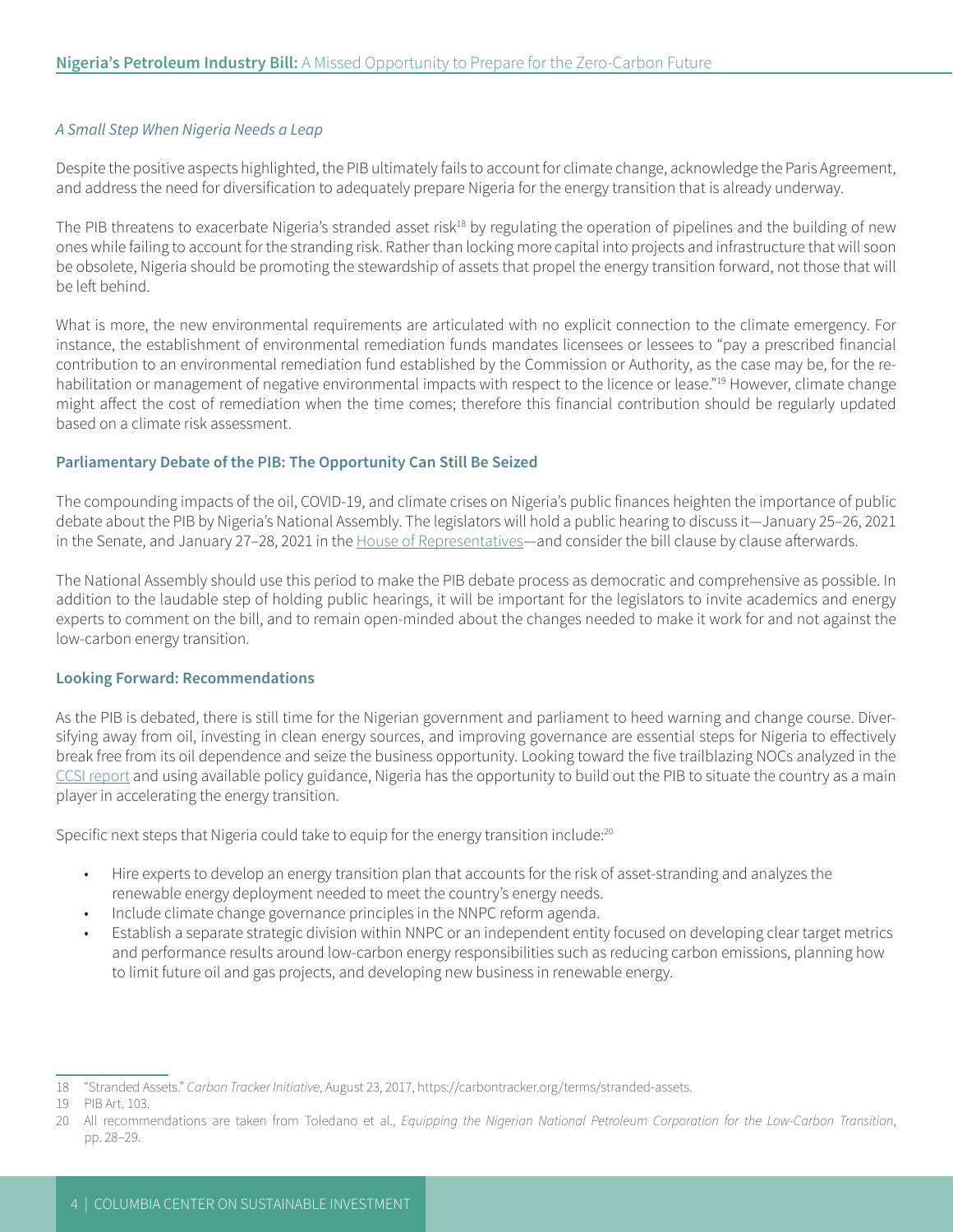*A Small Step When Nigeria Needs a Leap*

Despite the positive aspects highlighted, the PIB ultimately fails to account for climate change, acknowledge the Paris Agreement, and address the need for diversification to adequately prepare Nigeria for the energy transition that is already underway.

The PIB threatens to exacerbate Nigeria's stranded asset risk[18] by regulating the operation of pipelines and the building of new ones while failing to account for the stranding risk. Rather than locking more capital into projects and infrastructure that will soon be obsolete, Nigeria should be promoting the stewardship of assets that propel the energy transition forward, not those that will be left behind.

What is more, the new environmental requirements are articulated with no explicit connection to the climate emergency. For instance, the establishment of environmental remediation funds mandates licensees or lessees to "pay a prescribed financial contribution to an environmental remediation fund established by the Commission or Authority, as the case may be, for the rehabilitation or management of negative environmental impacts with respect to the licence or lease."[19] However, climate change might affect the cost of remediation when the time comes; therefore this financial contribution should be regularly updated based on a climate risk assessment.

## Parliamentary Debate of the PIB: The Opportunity Can Still Be Seized

The compounding impacts of the oil, COVID-19, and climate crises on Nigeria's public finances heighten the importance of public debate about the PIB by Nigeria's National Assembly. The legislators will hold a public hearing to discuss it—January 25–26, 2021 in the Senate, and January 27–28, 2021 in the House of Representatives—and consider the bill clause by clause afterwards.

The National Assembly should use this period to make the PIB debate process as democratic and comprehensive as possible. In addition to the laudable step of holding public hearings, it will be important for the legislators to invite academics and energy experts to comment on the bill, and to remain open-minded about the changes needed to make it work for and not against the low-carbon energy transition.

## Looking Forward: Recommendations

As the PIB is debated, there is still time for the Nigerian government and parliament to heed warning and change course. Diversifying away from oil, investing in clean energy sources, and improving governance are essential steps for Nigeria to effectively break free from its oil dependence and seize the business opportunity. Looking toward the five trailblazing NOCs analyzed in the CCSI report and using available policy guidance, Nigeria has the opportunity to build out the PIB to situate the country as a main player in accelerating the energy transition.

Specific next steps that Nigeria could take to equip for the energy transition include:[20]

- Hire experts to develop an energy transition plan that accounts for the risk of asset-stranding and analyzes the renewable energy deployment needed to meet the country's energy needs.
- Include climate change governance principles in the NNPC reform agenda.
- Establish a separate strategic division within NNPC or an independent entity focused on developing clear target metrics and performance results around low-carbon energy responsibilities such as reducing carbon emissions, planning how to limit future oil and gas projects, and developing new business in renewable energy.

---

18 "Stranded Assets." *Carbon Tracker Initiative*, August 23, 2017, https://carbontracker.org/terms/stranded-assets.

19 PIB Art. 103.

20 All recommendations are taken from Toledano et al., *Equipping the Nigerian National Petroleum Corporation for the Low-Carbon Transition*, pp. 28–29.